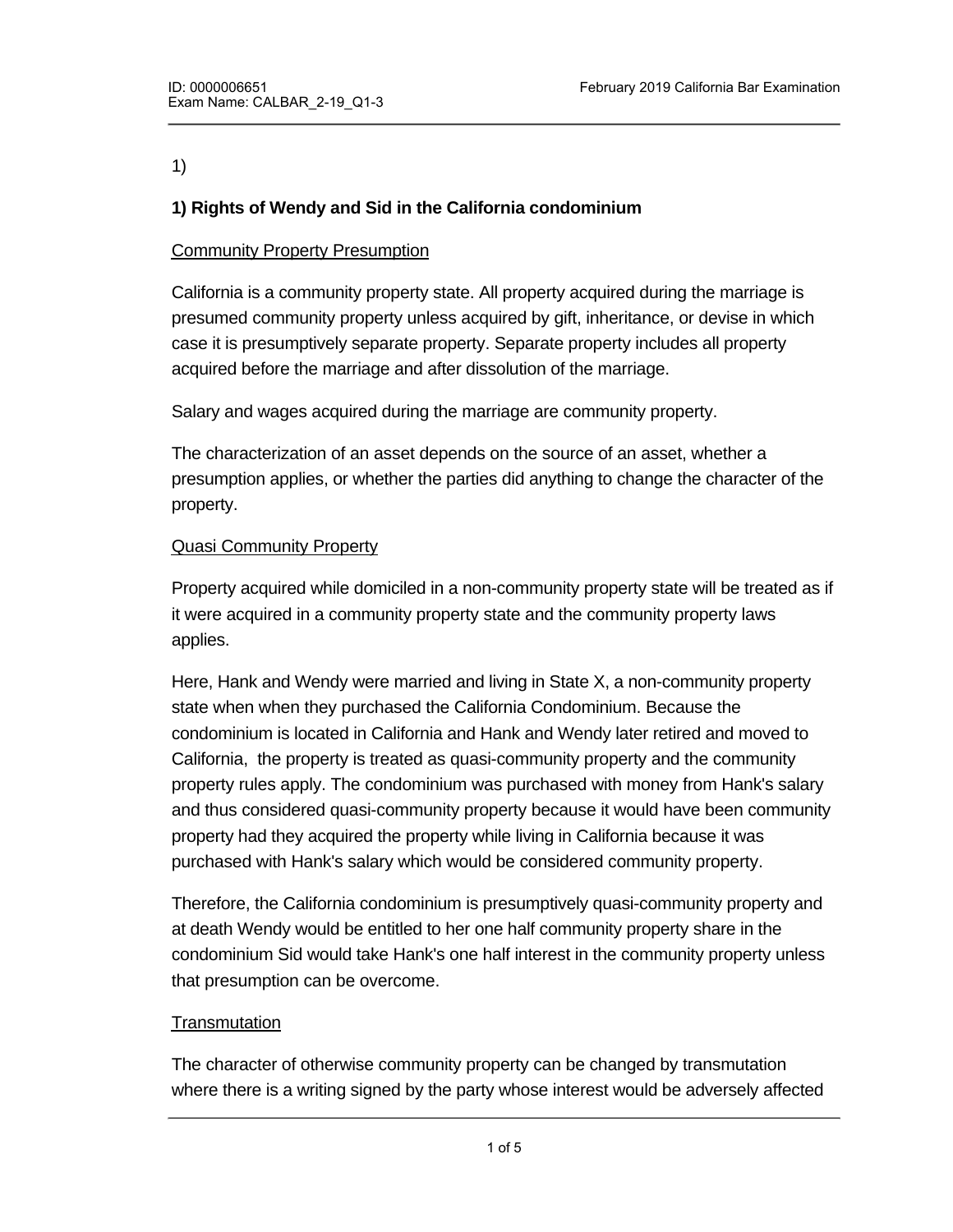1)

## 1) Rights of Wendy and Sid in the California condominium

Community Property Presumption

California is a community property state. All property acquired during the marriage is presumed community property unless acquired by gift, inheritance, or devise in which case it is presumptively separate property. Separate property includes all property acquired before the marriage and after dissolution of the marriage.

Salary and wages acquired during the marriage are community property.

The characterization of an asset depends on the source of an asset, whether a presumption applies, or whether the parties did anything to change the character of the property.

Quasi Community Property

Property acquired while domiciled in a non-community property state will be treated as if it were acquired in a community property state and the community property laws applies.

Here, Hank and Wendy were married and living in State X, a non-community property state when when they purchased the California Condominium. Because the condominium is located in California and Hank and Wendy later retired and moved to California, the property is treated as quasi-community property and the community property rules apply. The condominium was purchased with money from Hank's salary and thus considered quasi-community property because it would have been community property had they acquired the property while living in California because it was purchased with Hank's salary which would be considered community property.

Therefore, the California condominium is presumptively quasi-community property and at death Wendy would be entitled to her one half community property share in the condominium Sid would take Hank's one half interest in the community property unless that presumption can be overcome.

Transmutation

The character of otherwise community property can be changed by transmutation where there is a writing signed by the party whose interest would be adversely affected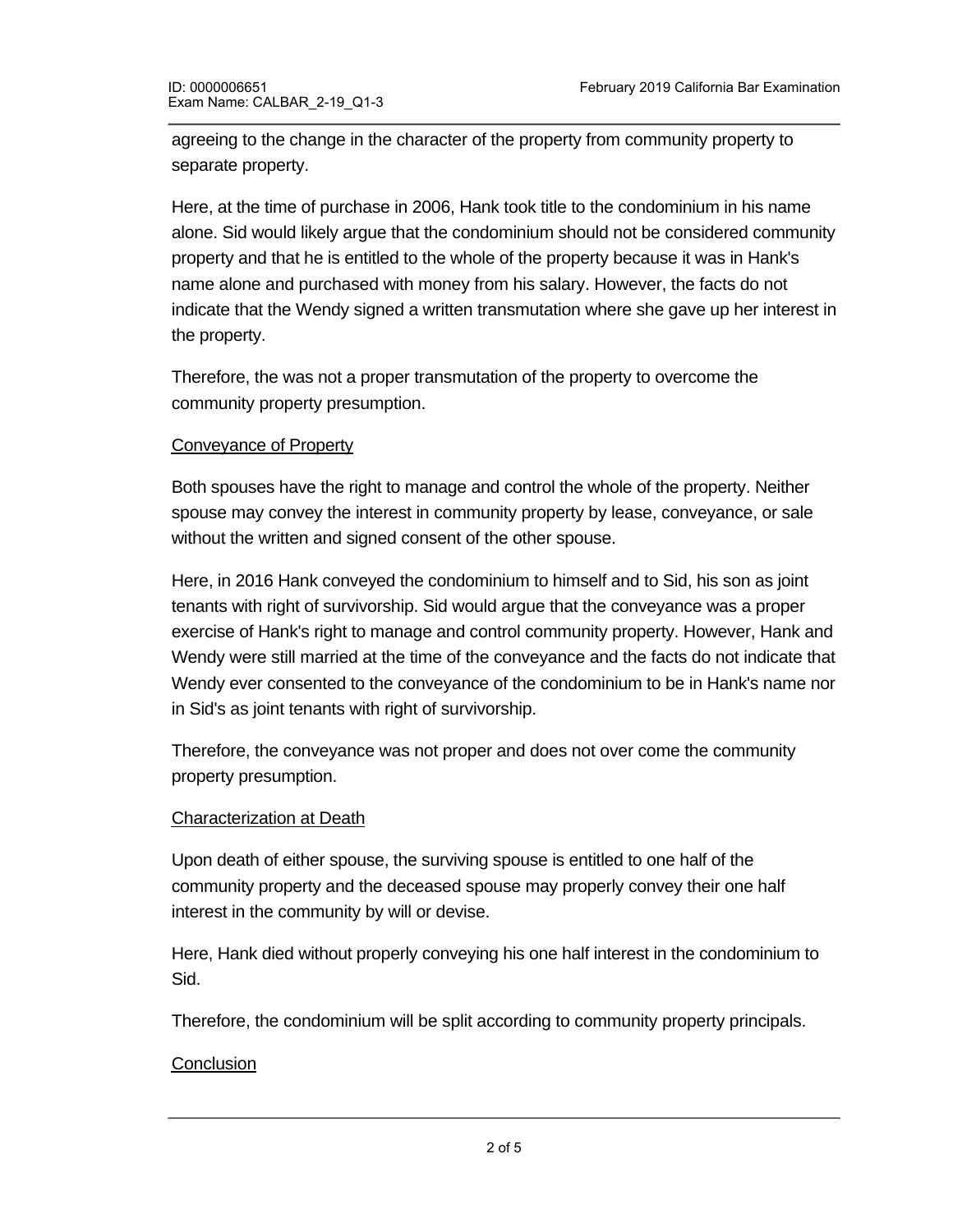agreeing to the change in the character of the property from community property to separate property.

Here, at the time of purchase in 2006, Hank took title to the condominium in his name alone. Sid would likely argue that the condominium should not be considered community property and that he is entitled to the whole of the property because it was in Hank's name alone and purchased with money from his salary. However, the facts do not indicate that the Wendy signed a written transmutation where she gave up her interest in the property.

Therefore, the was not a proper transmutation of the property to overcome the community property presumption.

Conveyance of Property

Both spouses have the right to manage and control the whole of the property. Neither spouse may convey the interest in community property by lease, conveyance, or sale without the written and signed consent of the other spouse.

Here, in 2016 Hank conveyed the condominium to himself and to Sid, his son as joint tenants with right of survivorship. Sid would argue that the conveyance was a proper exercise of Hank's right to manage and control community property. However, Hank and Wendy were still married at the time of the conveyance and the facts do not indicate that Wendy ever consented to the conveyance of the condominium to be in Hank's name nor in Sid's as joint tenants with right of survivorship.

Therefore, the conveyance was not proper and does not over come the community property presumption.

Characterization at Death

Upon death of either spouse, the surviving spouse is entitled to one half of the community property and the deceased spouse may properly convey their one half interest in the community by will or devise.

Here, Hank died without properly conveying his one half interest in the condominium to Sid.

Therefore, the condominium will be split according to community property principals.

Conclusion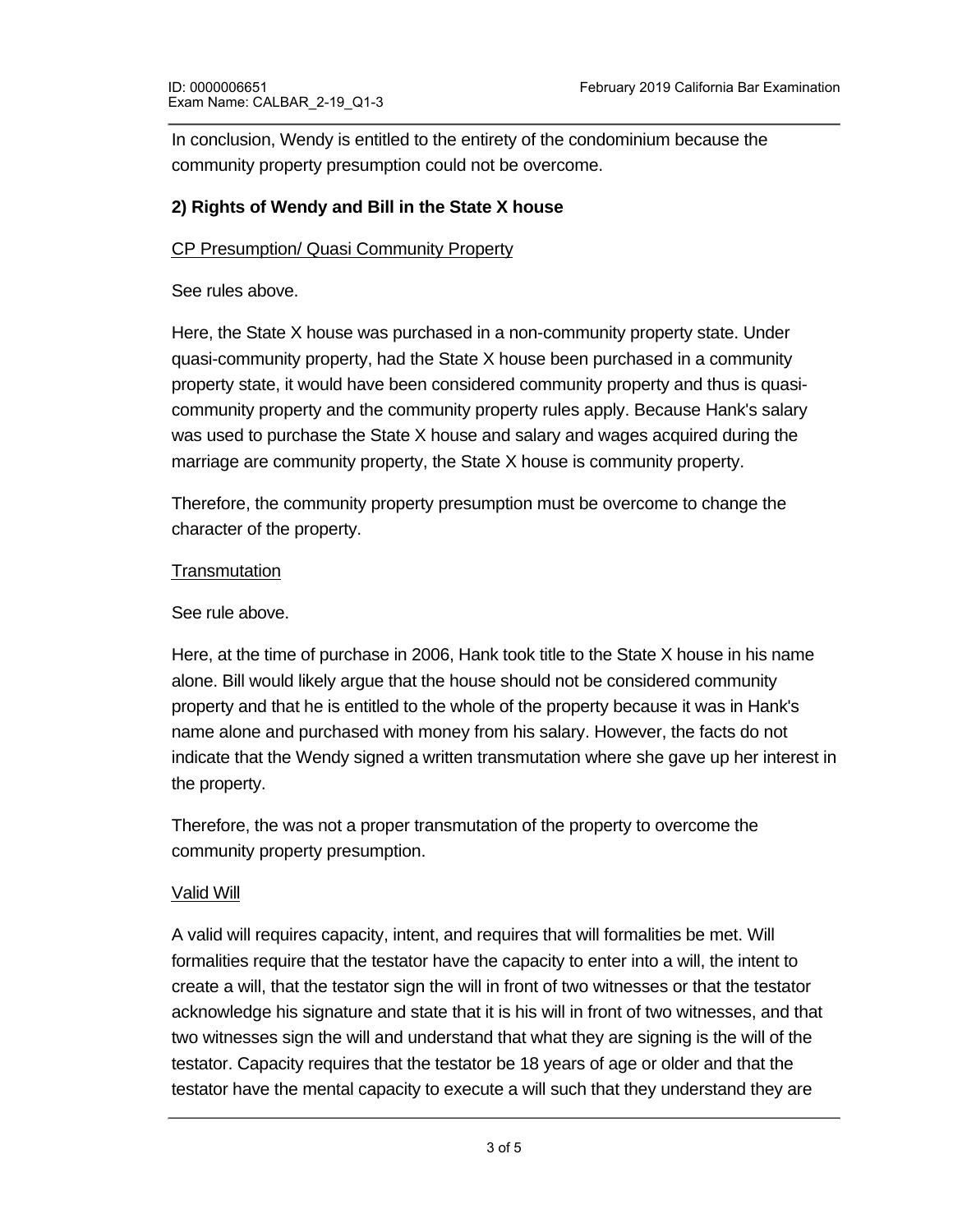In conclusion, Wendy is entitled to the entirety of the condominium because the community property presumption could not be overcome.

**2) Rights of Wendy and Bill in the State X house**

CP Presumption/ Quasi Community Property

See rules above.

Here, the State X house was purchased in a non-community property state. Under quasi-community property, had the State X house been purchased in a community property state, it would have been considered community property and thus is quasi-community property and the community property rules apply. Because Hank's salary was used to purchase the State X house and salary and wages acquired during the marriage are community property, the State X house is community property.

Therefore, the community property presumption must be overcome to change the character of the property.

Transmutation

See rule above.

Here, at the time of purchase in 2006, Hank took title to the State X house in his name alone. Bill would likely argue that the house should not be considered community property and that he is entitled to the whole of the property because it was in Hank's name alone and purchased with money from his salary. However, the facts do not indicate that the Wendy signed a written transmutation where she gave up her interest in the property.

Therefore, the was not a proper transmutation of the property to overcome the community property presumption.

Valid Will

A valid will requires capacity, intent, and requires that will formalities be met. Will formalities require that the testator have the capacity to enter into a will, the intent to create a will, that the testator sign the will in front of two witnesses or that the testator acknowledge his signature and state that it is his will in front of two witnesses, and that two witnesses sign the will and understand that what they are signing is the will of the testator. Capacity requires that the testator be 18 years of age or older and that the testator have the mental capacity to execute a will such that they understand they are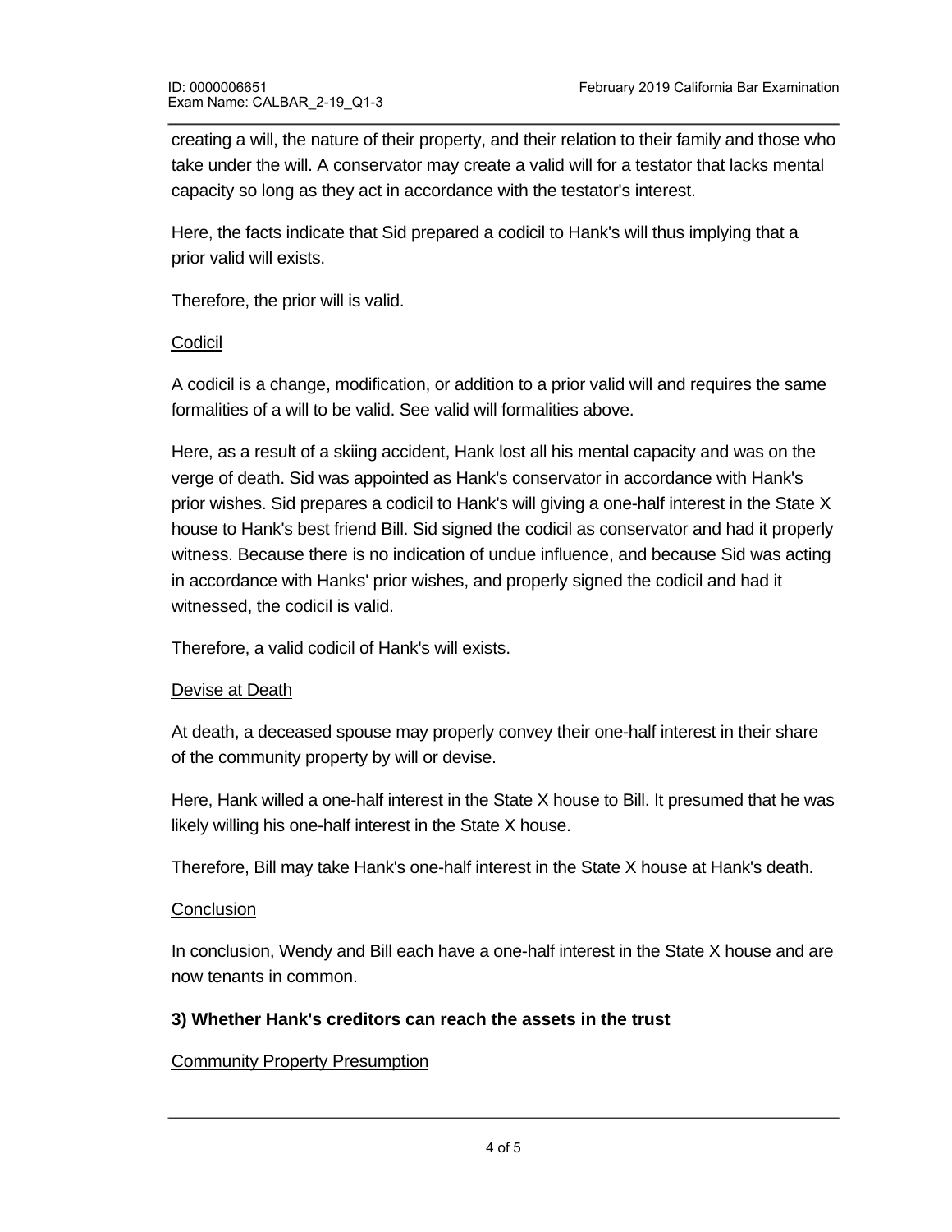creating a will, the nature of their property, and their relation to their family and those who take under the will. A conservator may create a valid will for a testator that lacks mental capacity so long as they act in accordance with the testator's interest.

Here, the facts indicate that Sid prepared a codicil to Hank's will thus implying that a prior valid will exists.

Therefore, the prior will is valid.

Codicil

A codicil is a change, modification, or addition to a prior valid will and requires the same formalities of a will to be valid. See valid will formalities above.

Here, as a result of a skiing accident, Hank lost all his mental capacity and was on the verge of death. Sid was appointed as Hank's conservator in accordance with Hank's prior wishes. Sid prepares a codicil to Hank's will giving a one-half interest in the State X house to Hank's best friend Bill. Sid signed the codicil as conservator and had it properly witness. Because there is no indication of undue influence, and because Sid was acting in accordance with Hanks' prior wishes, and properly signed the codicil and had it witnessed, the codicil is valid.

Therefore, a valid codicil of Hank's will exists.

Devise at Death

At death, a deceased spouse may properly convey their one-half interest in their share of the community property by will or devise.

Here, Hank willed a one-half interest in the State X house to Bill. It presumed that he was likely willing his one-half interest in the State X house.

Therefore, Bill may take Hank's one-half interest in the State X house at Hank's death.

Conclusion

In conclusion, Wendy and Bill each have a one-half interest in the State X house and are now tenants in common.

**3) Whether Hank's creditors can reach the assets in the trust**

Community Property Presumption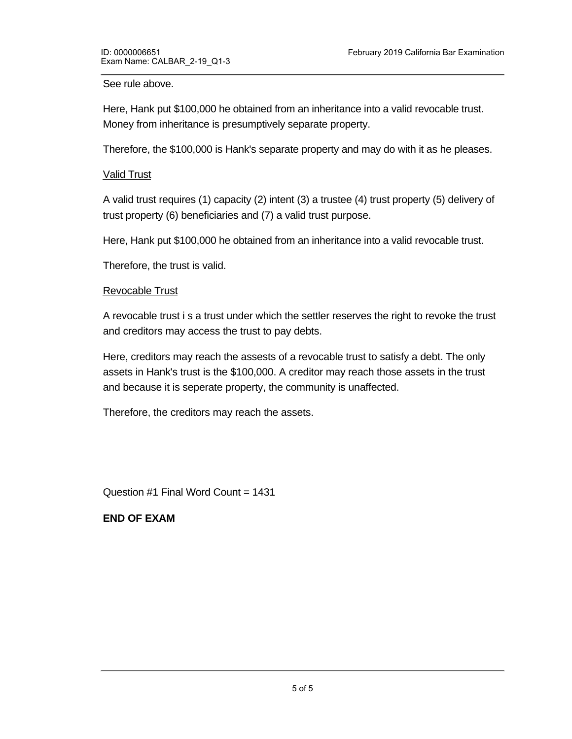See rule above.

Here, Hank put $100,000 he obtained from an inheritance into a valid revocable trust. Money from inheritance is presumptively separate property.

Therefore, the $100,000 is Hank's separate property and may do with it as he pleases.

Valid Trust

A valid trust requires (1) capacity (2) intent (3) a trustee (4) trust property (5) delivery of trust property (6) beneficiaries and (7) a valid trust purpose.

Here, Hank put $100,000 he obtained from an inheritance into a valid revocable trust.

Therefore, the trust is valid.

Revocable Trust

A revocable trust i s a trust under which the settler reserves the right to revoke the trust and creditors may access the trust to pay debts.

Here, creditors may reach the assests of a revocable trust to satisfy a debt. The only assets in Hank's trust is the $100,000. A creditor may reach those assets in the trust and because it is seperate property, the community is unaffected.

Therefore, the creditors may reach the assets.

Question #1 Final Word Count = 1431

**END OF EXAM**